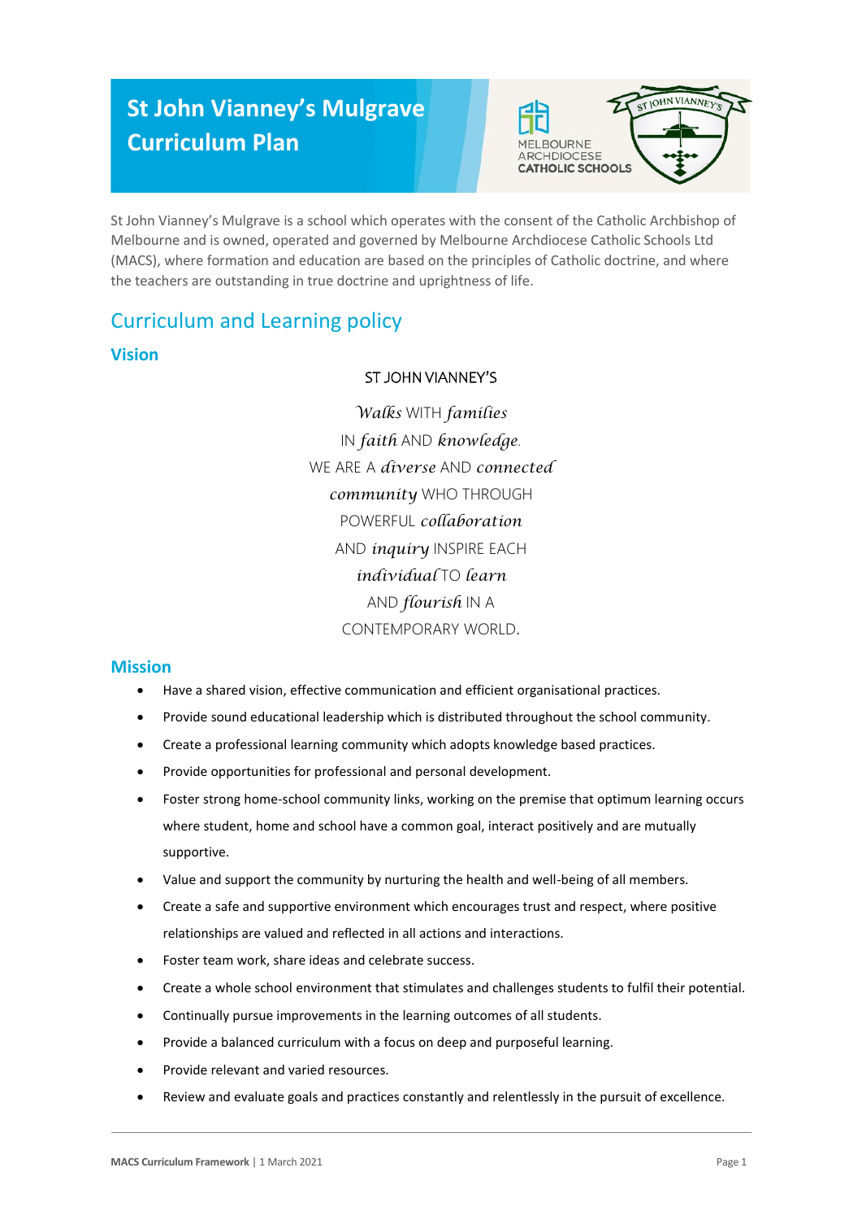# St John Vianney's Mulgrave Curriculum Plan

St John Vianney's Mulgrave is a school which operates with the consent of the Catholic Archbishop of Melbourne and is owned, operated and governed by Melbourne Archdiocese Catholic Schools Ltd (MACS), where formation and education are based on the principles of Catholic doctrine, and where the teachers are outstanding in true doctrine and uprightness of life.

## Curriculum and Learning policy

### Vision

ST JOHN VIANNEY'S

*Walks* WITH *families*
IN *faith* AND *knowledge*.
WE ARE A *diverse* AND *connected*
*community* WHO THROUGH
POWERFUL *collaboration*
AND *inquiry* INSPIRE EACH
*individual* TO *learn*
AND *flourish* IN A
CONTEMPORARY WORLD.

### Mission

- Have a shared vision, effective communication and efficient organisational practices.
- Provide sound educational leadership which is distributed throughout the school community.
- Create a professional learning community which adopts knowledge based practices.
- Provide opportunities for professional and personal development.
- Foster strong home-school community links, working on the premise that optimum learning occurs where student, home and school have a common goal, interact positively and are mutually supportive.
- Value and support the community by nurturing the health and well-being of all members.
- Create a safe and supportive environment which encourages trust and respect, where positive relationships are valued and reflected in all actions and interactions.
- Foster team work, share ideas and celebrate success.
- Create a whole school environment that stimulates and challenges students to fulfil their potential.
- Continually pursue improvements in the learning outcomes of all students.
- Provide a balanced curriculum with a focus on deep and purposeful learning.
- Provide relevant and varied resources.
- Review and evaluate goals and practices constantly and relentlessly in the pursuit of excellence.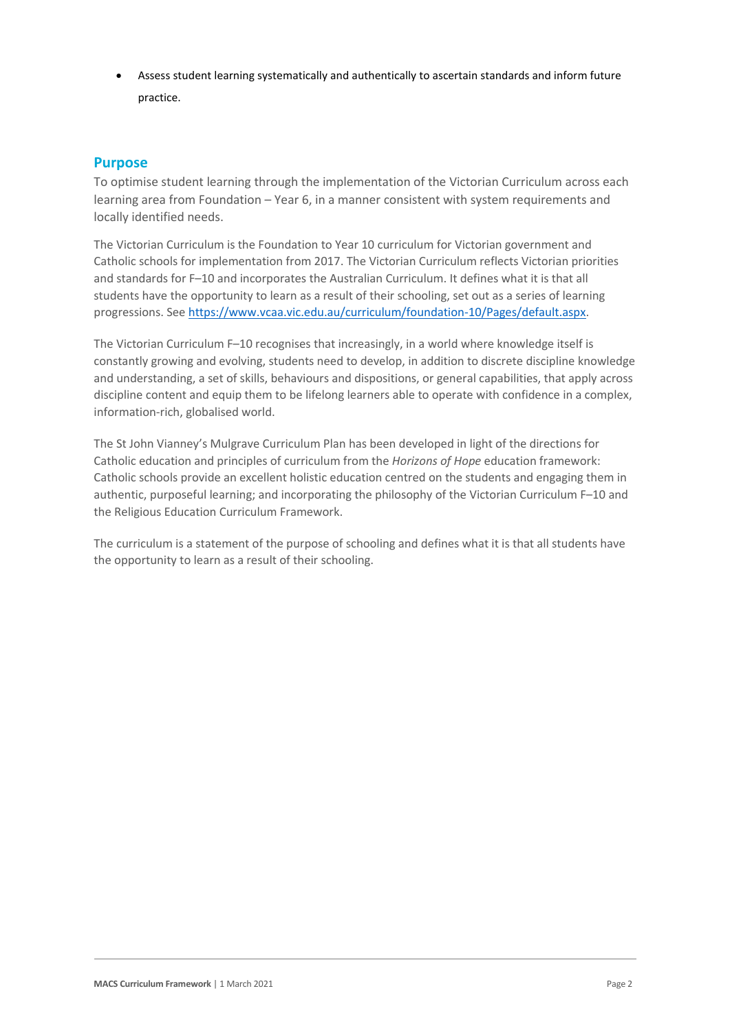- Assess student learning systematically and authentically to ascertain standards and inform future practice.

## Purpose

To optimise student learning through the implementation of the Victorian Curriculum across each learning area from Foundation – Year 6, in a manner consistent with system requirements and locally identified needs.

The Victorian Curriculum is the Foundation to Year 10 curriculum for Victorian government and Catholic schools for implementation from 2017. The Victorian Curriculum reflects Victorian priorities and standards for F–10 and incorporates the Australian Curriculum. It defines what it is that all students have the opportunity to learn as a result of their schooling, set out as a series of learning progressions. See [https://www.vcaa.vic.edu.au/curriculum/foundation-10/Pages/default.aspx](https://www.vcaa.vic.edu.au/curriculum/foundation-10/Pages/default.aspx).

The Victorian Curriculum F–10 recognises that increasingly, in a world where knowledge itself is constantly growing and evolving, students need to develop, in addition to discrete discipline knowledge and understanding, a set of skills, behaviours and dispositions, or general capabilities, that apply across discipline content and equip them to be lifelong learners able to operate with confidence in a complex, information-rich, globalised world.

The St John Vianney's Mulgrave Curriculum Plan has been developed in light of the directions for Catholic education and principles of curriculum from the *Horizons of Hope* education framework: Catholic schools provide an excellent holistic education centred on the students and engaging them in authentic, purposeful learning; and incorporating the philosophy of the Victorian Curriculum F–10 and the Religious Education Curriculum Framework.

The curriculum is a statement of the purpose of schooling and defines what it is that all students have the opportunity to learn as a result of their schooling.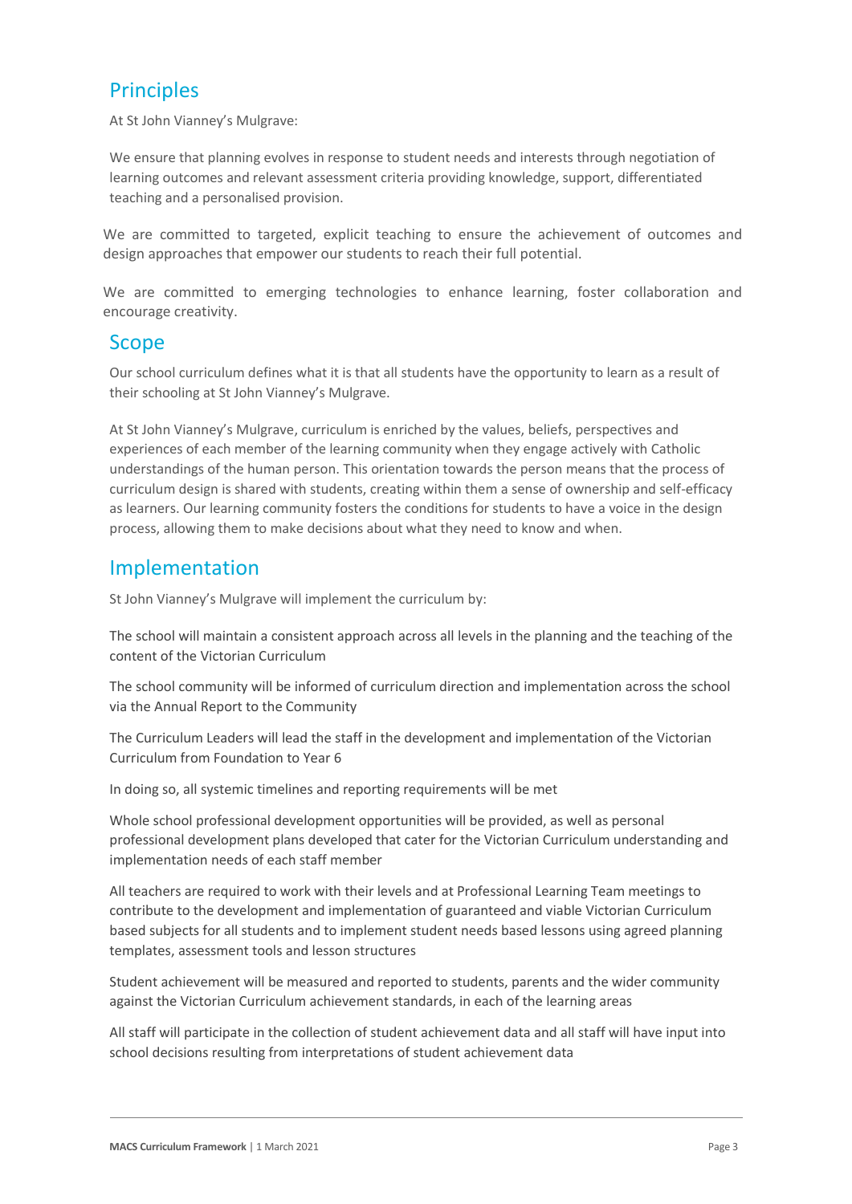## Principles

At St John Vianney's Mulgrave:

We ensure that planning evolves in response to student needs and interests through negotiation of learning outcomes and relevant assessment criteria providing knowledge, support, differentiated teaching and a personalised provision.

We are committed to targeted, explicit teaching to ensure the achievement of outcomes and design approaches that empower our students to reach their full potential.

We are committed to emerging technologies to enhance learning, foster collaboration and encourage creativity.

## Scope

Our school curriculum defines what it is that all students have the opportunity to learn as a result of their schooling at St John Vianney's Mulgrave.

At St John Vianney's Mulgrave, curriculum is enriched by the values, beliefs, perspectives and experiences of each member of the learning community when they engage actively with Catholic understandings of the human person. This orientation towards the person means that the process of curriculum design is shared with students, creating within them a sense of ownership and self-efficacy as learners. Our learning community fosters the conditions for students to have a voice in the design process, allowing them to make decisions about what they need to know and when.

## Implementation

St John Vianney's Mulgrave will implement the curriculum by:

The school will maintain a consistent approach across all levels in the planning and the teaching of the content of the Victorian Curriculum

The school community will be informed of curriculum direction and implementation across the school via the Annual Report to the Community

The Curriculum Leaders will lead the staff in the development and implementation of the Victorian Curriculum from Foundation to Year 6

In doing so, all systemic timelines and reporting requirements will be met

Whole school professional development opportunities will be provided, as well as personal professional development plans developed that cater for the Victorian Curriculum understanding and implementation needs of each staff member

All teachers are required to work with their levels and at Professional Learning Team meetings to contribute to the development and implementation of guaranteed and viable Victorian Curriculum based subjects for all students and to implement student needs based lessons using agreed planning templates, assessment tools and lesson structures

Student achievement will be measured and reported to students, parents and the wider community against the Victorian Curriculum achievement standards, in each of the learning areas

All staff will participate in the collection of student achievement data and all staff will have input into school decisions resulting from interpretations of student achievement data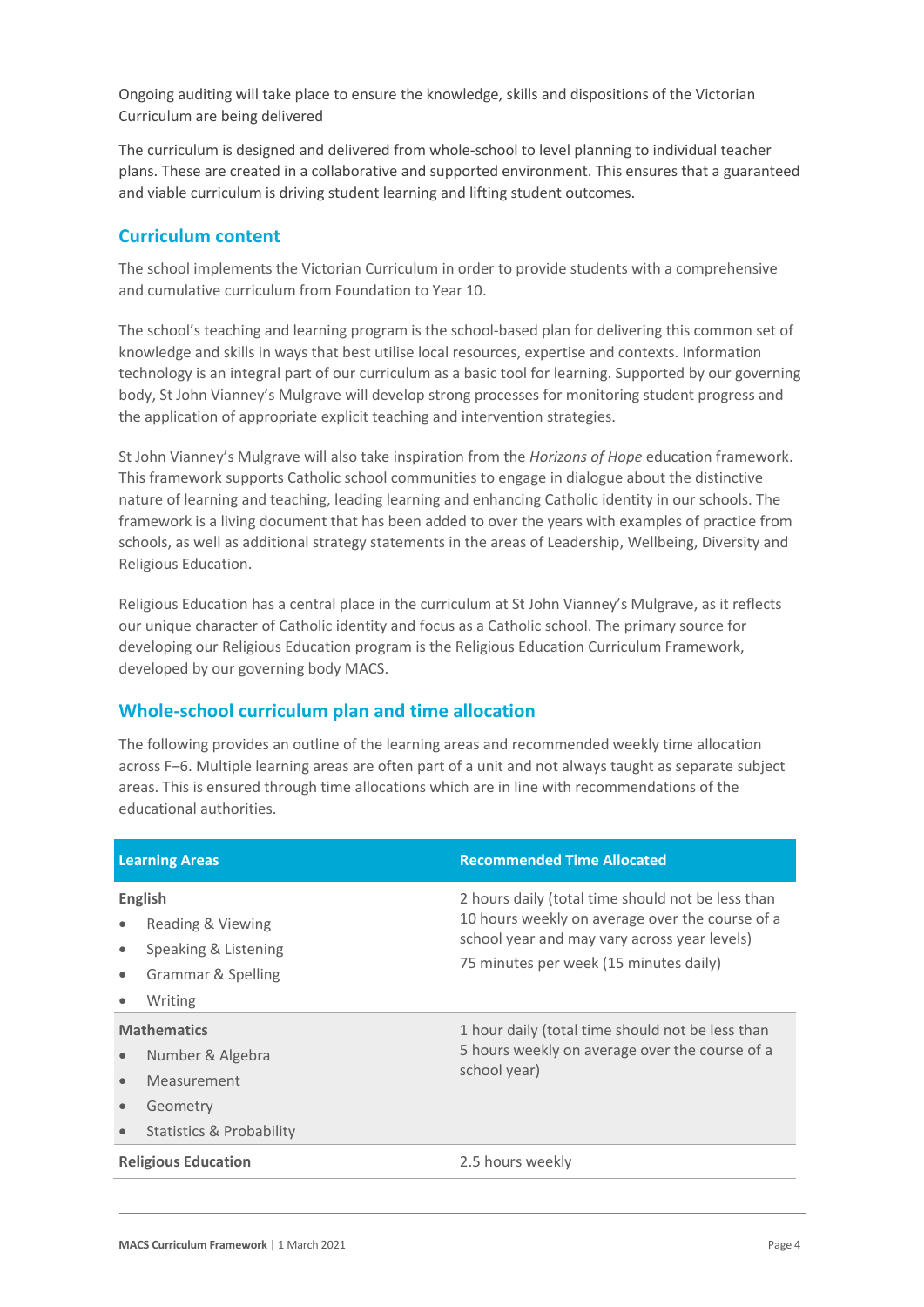Ongoing auditing will take place to ensure the knowledge, skills and dispositions of the Victorian Curriculum are being delivered

The curriculum is designed and delivered from whole-school to level planning to individual teacher plans. These are created in a collaborative and supported environment. This ensures that a guaranteed and viable curriculum is driving student learning and lifting student outcomes.

## Curriculum content

The school implements the Victorian Curriculum in order to provide students with a comprehensive and cumulative curriculum from Foundation to Year 10.

The school's teaching and learning program is the school-based plan for delivering this common set of knowledge and skills in ways that best utilise local resources, expertise and contexts. Information technology is an integral part of our curriculum as a basic tool for learning. Supported by our governing body, St John Vianney's Mulgrave will develop strong processes for monitoring student progress and the application of appropriate explicit teaching and intervention strategies.

St John Vianney's Mulgrave will also take inspiration from the *Horizons of Hope* education framework. This framework supports Catholic school communities to engage in dialogue about the distinctive nature of learning and teaching, leading learning and enhancing Catholic identity in our schools. The framework is a living document that has been added to over the years with examples of practice from schools, as well as additional strategy statements in the areas of Leadership, Wellbeing, Diversity and Religious Education.

Religious Education has a central place in the curriculum at St John Vianney's Mulgrave, as it reflects our unique character of Catholic identity and focus as a Catholic school. The primary source for developing our Religious Education program is the Religious Education Curriculum Framework, developed by our governing body MACS.

## Whole-school curriculum plan and time allocation

The following provides an outline of the learning areas and recommended weekly time allocation across F–6. Multiple learning areas are often part of a unit and not always taught as separate subject areas. This is ensured through time allocations which are in line with recommendations of the educational authorities.

| Learning Areas | Recommended Time Allocated |
|---|---|
| **English**<br>• Reading & Viewing<br>• Speaking & Listening<br>• Grammar & Spelling<br>• Writing | 2 hours daily (total time should not be less than 10 hours weekly on average over the course of a school year and may vary across year levels)<br>75 minutes per week (15 minutes daily) |
| **Mathematics**<br>• Number & Algebra<br>• Measurement<br>• Geometry<br>• Statistics & Probability | 1 hour daily (total time should not be less than 5 hours weekly on average over the course of a school year) |
| **Religious Education** | 2.5 hours weekly |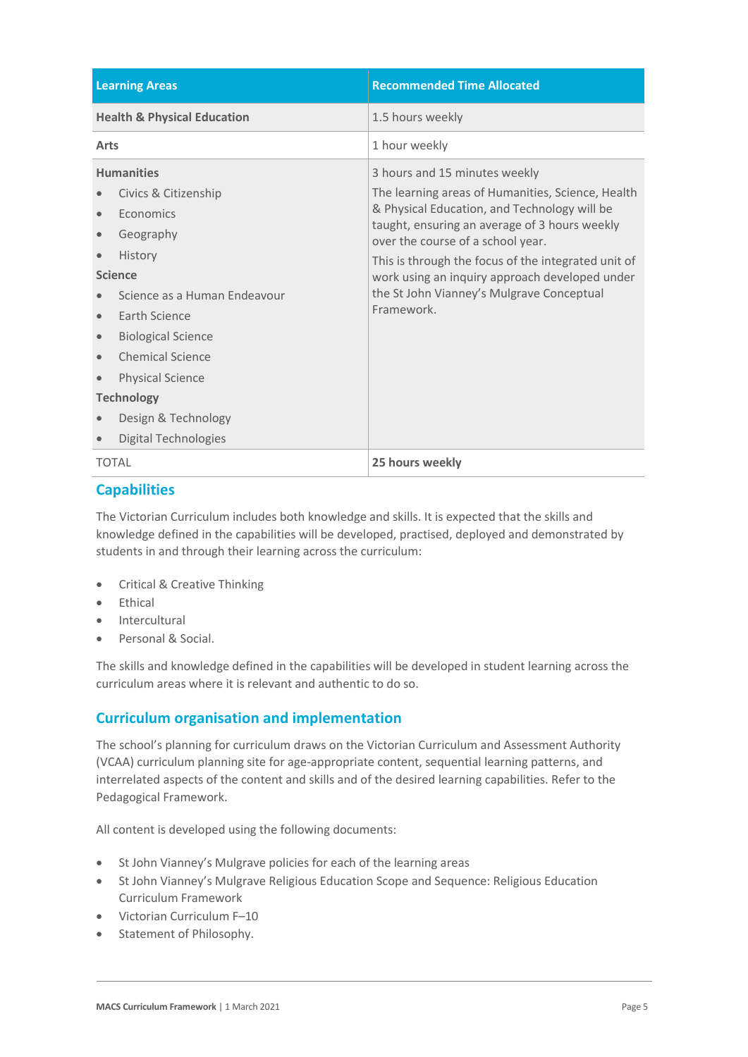| Learning Areas | Recommended Time Allocated |
|---|---|
| **Health & Physical Education** | 1.5 hours weekly |
| **Arts** | 1 hour weekly |
| **Humanities**<br>• Civics & Citizenship<br>• Economics<br>• Geography<br>• History<br>**Science**<br>• Science as a Human Endeavour<br>• Earth Science<br>• Biological Science<br>• Chemical Science<br>• Physical Science<br>**Technology**<br>• Design & Technology<br>• Digital Technologies | 3 hours and 15 minutes weekly<br>The learning areas of Humanities, Science, Health & Physical Education, and Technology will be taught, ensuring an average of 3 hours weekly over the course of a school year.<br>This is through the focus of the integrated unit of work using an inquiry approach developed under the St John Vianney's Mulgrave Conceptual Framework. |
| TOTAL | **25 hours weekly** |

## Capabilities

The Victorian Curriculum includes both knowledge and skills. It is expected that the skills and knowledge defined in the capabilities will be developed, practised, deployed and demonstrated by students in and through their learning across the curriculum:

- Critical & Creative Thinking
- Ethical
- Intercultural
- Personal & Social.

The skills and knowledge defined in the capabilities will be developed in student learning across the curriculum areas where it is relevant and authentic to do so.

## Curriculum organisation and implementation

The school's planning for curriculum draws on the Victorian Curriculum and Assessment Authority (VCAA) curriculum planning site for age-appropriate content, sequential learning patterns, and interrelated aspects of the content and skills and of the desired learning capabilities. Refer to the Pedagogical Framework.

All content is developed using the following documents:

- St John Vianney's Mulgrave policies for each of the learning areas
- St John Vianney's Mulgrave Religious Education Scope and Sequence: Religious Education Curriculum Framework
- Victorian Curriculum F–10
- Statement of Philosophy.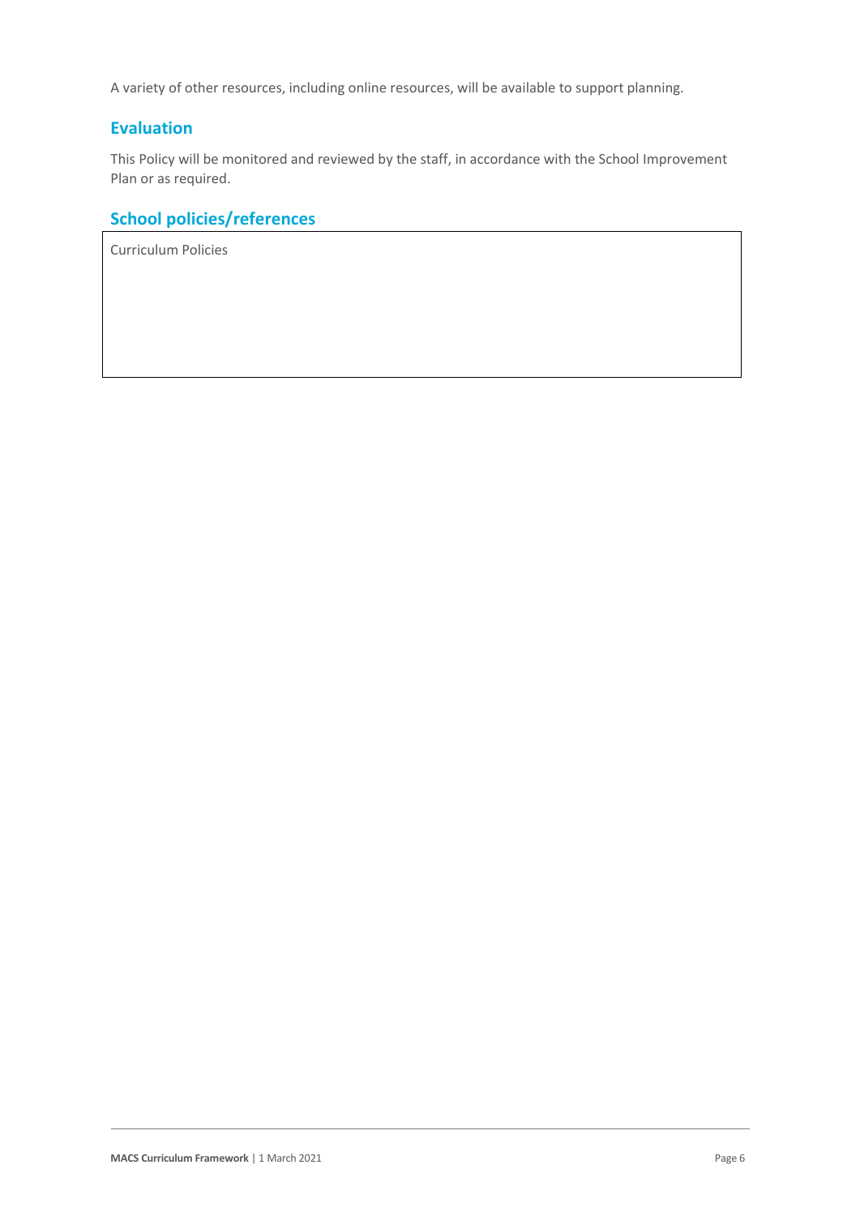A variety of other resources, including online resources, will be available to support planning.

## Evaluation

This Policy will be monitored and reviewed by the staff, in accordance with the School Improvement Plan or as required.

## School policies/references

| |
|---|
| Curriculum Policies |